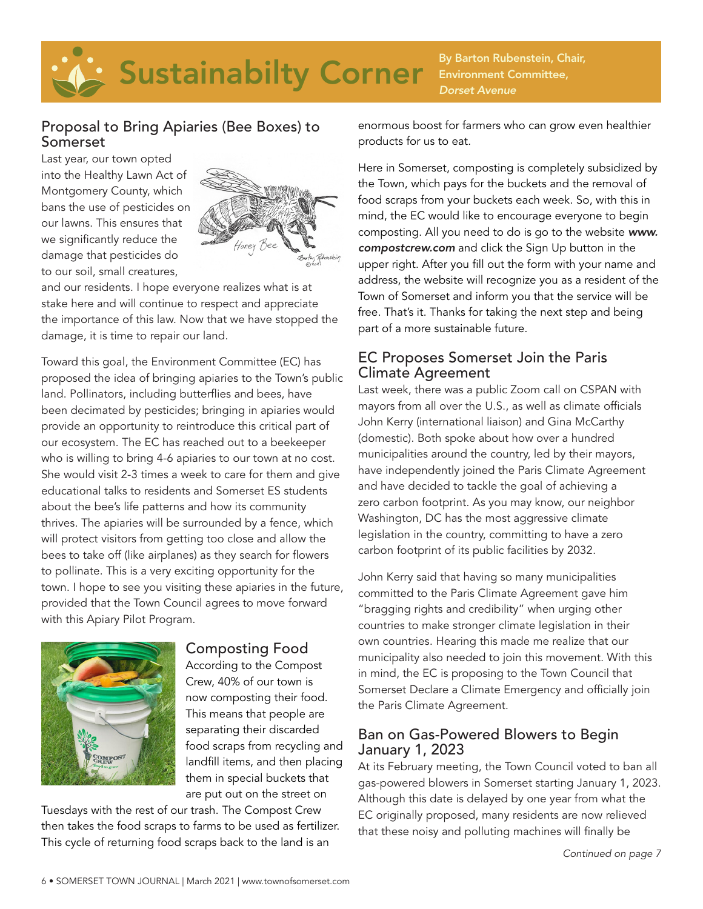# Sustainabilty Corner

By Barton Rubenstein, Chair, Environment Committee, *Dorset Avenue*

## Proposal to Bring Apiaries (Bee Boxes) to Somerset

Last year, our town opted into the Healthy Lawn Act of Montgomery County, which bans the use of pesticides on our lawns. This ensures that we significantly reduce the damage that pesticides do to our soil, small creatures, and our residents. I hope everyone realizes what is at stake here and will continue to respect and appreciate the importance of this law. Now that we have stopped the damage, it is time to repair our land.

Toward this goal, the Environment Committee (EC) has proposed the idea of bringing apiaries to the Town's public land. Pollinators, including butterflies and bees, have been decimated by pesticides; bringing in apiaries would provide an opportunity to reintroduce this critical part of our ecosystem. The EC has reached out to a beekeeper who is willing to bring 4-6 apiaries to our town at no cost. She would visit 2-3 times a week to care for them and give educational talks to residents and Somerset ES students about the bee's life patterns and how its community thrives. The apiaries will be surrounded by a fence, which will protect visitors from getting too close and allow the bees to take off (like airplanes) as they search for flowers to pollinate. This is a very exciting opportunity for the town. I hope to see you visiting these apiaries in the future, provided that the Town Council agrees to move forward with this Apiary Pilot Program.

## Composting Food

According to the Compost Crew, 40% of our town is now composting their food. This means that people are separating their discarded food scraps from recycling and landfill items, and then placing them in special buckets that are put out on the street on Tuesdays with the rest of our trash. The Compost Crew then takes the food scraps to farms to be used as fertilizer. This cycle of returning food scraps back to the land is an enormous boost for farmers who can grow even healthier products for us to eat.

Here in Somerset, composting is completely subsidized by the Town, which pays for the buckets and the removal of food scraps from your buckets each week. So, with this in mind, the EC would like to encourage everyone to begin composting. All you need to do is go to the website ***www.compostcrew.com*** and click the Sign Up button in the upper right. After you fill out the form with your name and address, the website will recognize you as a resident of the Town of Somerset and inform you that the service will be free. That's it. Thanks for taking the next step and being part of a more sustainable future.

## EC Proposes Somerset Join the Paris Climate Agreement

Last week, there was a public Zoom call on CSPAN with mayors from all over the U.S., as well as climate officials John Kerry (international liaison) and Gina McCarthy (domestic). Both spoke about how over a hundred municipalities around the country, led by their mayors, have independently joined the Paris Climate Agreement and have decided to tackle the goal of achieving a zero carbon footprint. As you may know, our neighbor Washington, DC has the most aggressive climate legislation in the country, committing to have a zero carbon footprint of its public facilities by 2032.

John Kerry said that having so many municipalities committed to the Paris Climate Agreement gave him "bragging rights and credibility" when urging other countries to make stronger climate legislation in their own countries. Hearing this made me realize that our municipality also needed to join this movement. With this in mind, the EC is proposing to the Town Council that Somerset Declare a Climate Emergency and officially join the Paris Climate Agreement.

## Ban on Gas-Powered Blowers to Begin January 1, 2023

At its February meeting, the Town Council voted to ban all gas-powered blowers in Somerset starting January 1, 2023. Although this date is delayed by one year from what the EC originally proposed, many residents are now relieved that these noisy and polluting machines will finally be

*Continued on page 7*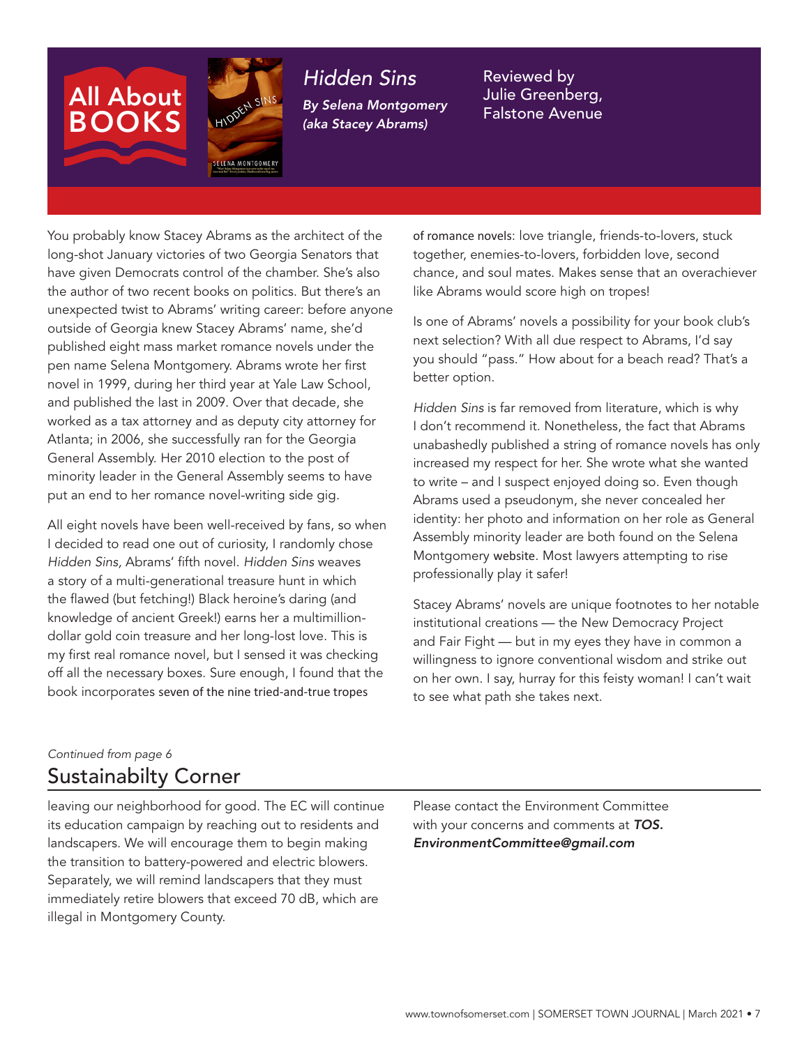All About BOOKS

# *Hidden Sins*

***By Selena Montgomery (aka Stacey Abrams)***

Reviewed by Julie Greenberg, Falstone Avenue

You probably know Stacey Abrams as the architect of the long-shot January victories of two Georgia Senators that have given Democrats control of the chamber. She's also the author of two recent books on politics. But there's an unexpected twist to Abrams' writing career: before anyone outside of Georgia knew Stacey Abrams' name, she'd published eight mass market romance novels under the pen name Selena Montgomery. Abrams wrote her first novel in 1999, during her third year at Yale Law School, and published the last in 2009. Over that decade, she worked as a tax attorney and as deputy city attorney for Atlanta; in 2006, she successfully ran for the Georgia General Assembly. Her 2010 election to the post of minority leader in the General Assembly seems to have put an end to her romance novel-writing side gig.

All eight novels have been well-received by fans, so when I decided to read one out of curiosity, I randomly chose *Hidden Sins,* Abrams' fifth novel. *Hidden Sins* weaves a story of a multi-generational treasure hunt in which the flawed (but fetching!) Black heroine's daring (and knowledge of ancient Greek!) earns her a multimillion-dollar gold coin treasure and her long-lost love. This is my first real romance novel, but I sensed it was checking off all the necessary boxes. Sure enough, I found that the book incorporates seven of the nine tried-and-true tropes of romance novels: love triangle, friends-to-lovers, stuck together, enemies-to-lovers, forbidden love, second chance, and soul mates. Makes sense that an overachiever like Abrams would score high on tropes!

Is one of Abrams' novels a possibility for your book club's next selection? With all due respect to Abrams, I'd say you should "pass." How about for a beach read? That's a better option.

*Hidden Sins* is far removed from literature, which is why I don't recommend it. Nonetheless, the fact that Abrams unabashedly published a string of romance novels has only increased my respect for her. She wrote what she wanted to write – and I suspect enjoyed doing so. Even though Abrams used a pseudonym, she never concealed her identity: her photo and information on her role as General Assembly minority leader are both found on the Selena Montgomery website. Most lawyers attempting to rise professionally play it safer!

Stacey Abrams' novels are unique footnotes to her notable institutional creations — the New Democracy Project and Fair Fight — but in my eyes they have in common a willingness to ignore conventional wisdom and strike out on her own. I say, hurray for this feisty woman! I can't wait to see what path she takes next.

*Continued from page 6*

## Sustainabilty Corner

leaving our neighborhood for good. The EC will continue its education campaign by reaching out to residents and landscapers. We will encourage them to begin making the transition to battery-powered and electric blowers. Separately, we will remind landscapers that they must immediately retire blowers that exceed 70 dB, which are illegal in Montgomery County.

Please contact the Environment Committee with your concerns and comments at ***TOS.EnvironmentCommittee@gmail.com***